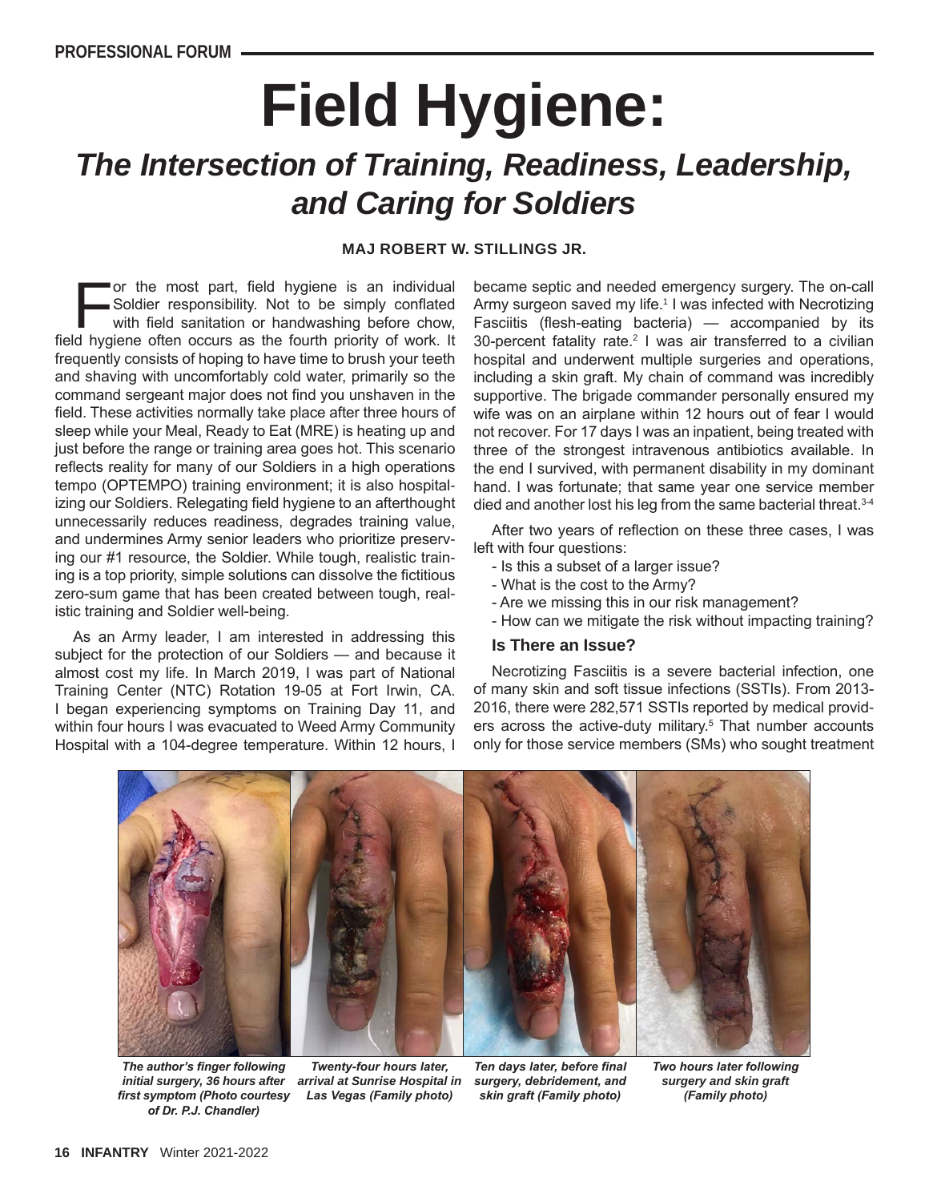# Field Hygiene:

## *The Intersection of Training, Readiness, Leadership, and Caring for Soldiers*

**MAJ ROBERT W. STILLINGS JR.**

For the most part, field hygiene is an individual Soldier responsibility. Not to be simply conflated with field sanitation or handwashing before chow, field hygiene often occurs as the fourth priority of work. It frequently consists of hoping to have time to brush your teeth and shaving with uncomfortably cold water, primarily so the command sergeant major does not find you unshaven in the field. These activities normally take place after three hours of sleep while your Meal, Ready to Eat (MRE) is heating up and just before the range or training area goes hot. This scenario reflects reality for many of our Soldiers in a high operations tempo (OPTEMPO) training environment; it is also hospitalizing our Soldiers. Relegating field hygiene to an afterthought unnecessarily reduces readiness, degrades training value, and undermines Army senior leaders who prioritize preserving our #1 resource, the Soldier. While tough, realistic training is a top priority, simple solutions can dissolve the fictitious zero-sum game that has been created between tough, realistic training and Soldier well-being.

As an Army leader, I am interested in addressing this subject for the protection of our Soldiers — and because it almost cost my life. In March 2019, I was part of National Training Center (NTC) Rotation 19-05 at Fort Irwin, CA. I began experiencing symptoms on Training Day 11, and within four hours I was evacuated to Weed Army Community Hospital with a 104-degree temperature. Within 12 hours, I became septic and needed emergency surgery. The on-call Army surgeon saved my life.[1] I was infected with Necrotizing Fasciitis (flesh-eating bacteria) — accompanied by its 30-percent fatality rate.[2] I was air transferred to a civilian hospital and underwent multiple surgeries and operations, including a skin graft. My chain of command was incredibly supportive. The brigade commander personally ensured my wife was on an airplane within 12 hours out of fear I would not recover. For 17 days I was an inpatient, being treated with three of the strongest intravenous antibiotics available. In the end I survived, with permanent disability in my dominant hand. I was fortunate; that same year one service member died and another lost his leg from the same bacterial threat.[3-4]

After two years of reflection on these three cases, I was left with four questions:

- Is this a subset of a larger issue?
- What is the cost to the Army?
- Are we missing this in our risk management?
- How can we mitigate the risk without impacting training?

### Is There an Issue?

Necrotizing Fasciitis is a severe bacterial infection, one of many skin and soft tissue infections (SSTIs). From 2013-2016, there were 282,571 SSTIs reported by medical providers across the active-duty military.[5] That number accounts only for those service members (SMs) who sought treatment

*The author's finger following initial surgery, 36 hours after first symptom (Photo courtesy of Dr. P.J. Chandler)*

*Twenty-four hours later, arrival at Sunrise Hospital in Las Vegas (Family photo)*

*Ten days later, before final surgery, debridement, and skin graft (Family photo)*

*Two hours later following surgery and skin graft (Family photo)*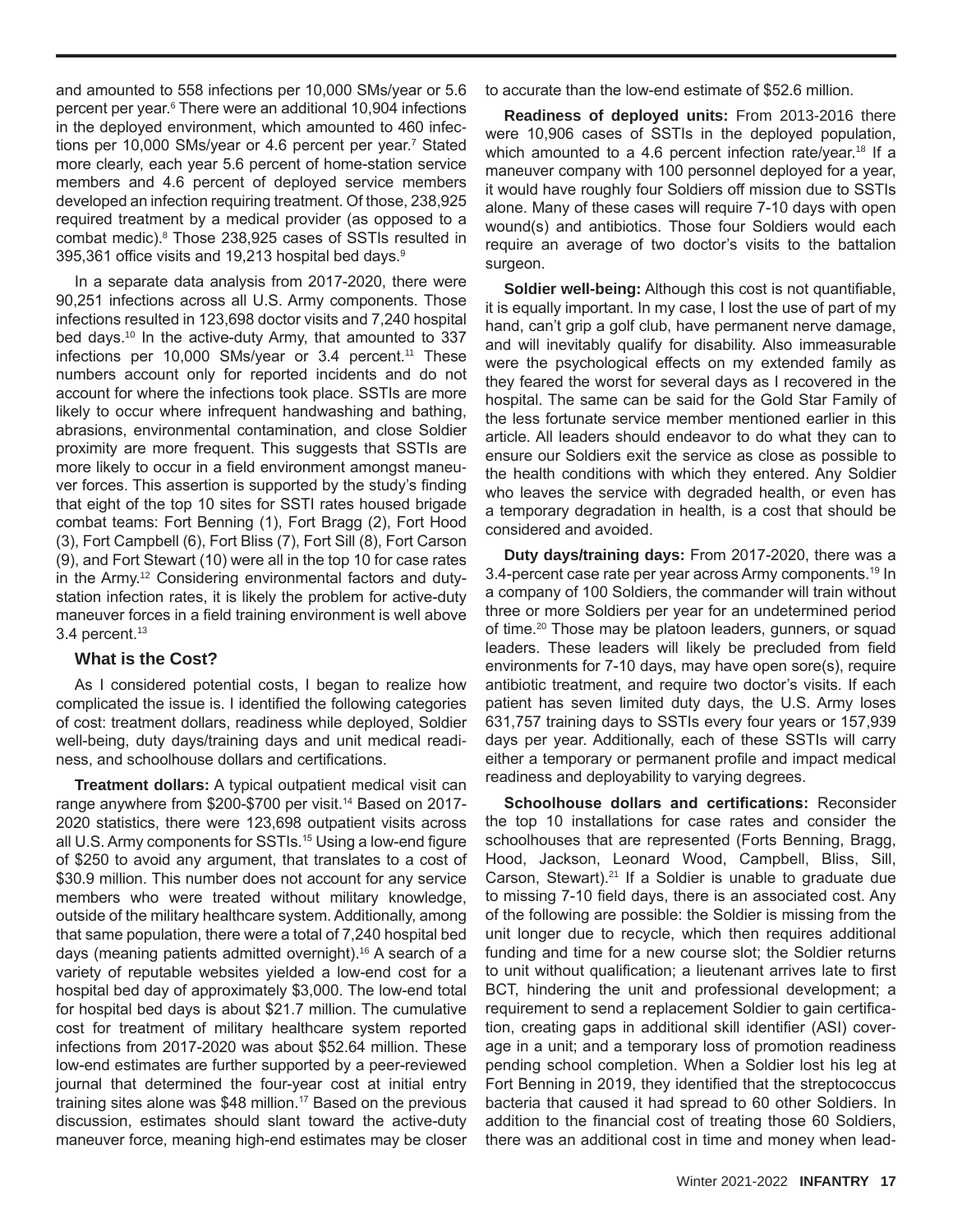and amounted to 558 infections per 10,000 SMs/year or 5.6 percent per year.[6] There were an additional 10,904 infections in the deployed environment, which amounted to 460 infections per 10,000 SMs/year or 4.6 percent per year.[7] Stated more clearly, each year 5.6 percent of home-station service members and 4.6 percent of deployed service members developed an infection requiring treatment. Of those, 238,925 required treatment by a medical provider (as opposed to a combat medic).[8] Those 238,925 cases of SSTIs resulted in 395,361 office visits and 19,213 hospital bed days.[9]

In a separate data analysis from 2017-2020, there were 90,251 infections across all U.S. Army components. Those infections resulted in 123,698 doctor visits and 7,240 hospital bed days.[10] In the active-duty Army, that amounted to 337 infections per 10,000 SMs/year or 3.4 percent.[11] These numbers account only for reported incidents and do not account for where the infections took place. SSTIs are more likely to occur where infrequent handwashing and bathing, abrasions, environmental contamination, and close Soldier proximity are more frequent. This suggests that SSTIs are more likely to occur in a field environment amongst maneuver forces. This assertion is supported by the study's finding that eight of the top 10 sites for SSTI rates housed brigade combat teams: Fort Benning (1), Fort Bragg (2), Fort Hood (3), Fort Campbell (6), Fort Bliss (7), Fort Sill (8), Fort Carson (9), and Fort Stewart (10) were all in the top 10 for case rates in the Army.[12] Considering environmental factors and duty-station infection rates, it is likely the problem for active-duty maneuver forces in a field training environment is well above 3.4 percent.[13]

### What is the Cost?

As I considered potential costs, I began to realize how complicated the issue is. I identified the following categories of cost: treatment dollars, readiness while deployed, Soldier well-being, duty days/training days and unit medical readiness, and schoolhouse dollars and certifications.

**Treatment dollars:** A typical outpatient medical visit can range anywhere from $200-$700 per visit.[14] Based on 2017-2020 statistics, there were 123,698 outpatient visits across all U.S. Army components for SSTIs.[15] Using a low-end figure of $250 to avoid any argument, that translates to a cost of $30.9 million. This number does not account for any service members who were treated without military knowledge, outside of the military healthcare system. Additionally, among that same population, there were a total of 7,240 hospital bed days (meaning patients admitted overnight).[16] A search of a variety of reputable websites yielded a low-end cost for a hospital bed day of approximately $3,000. The low-end total for hospital bed days is about $21.7 million. The cumulative cost for treatment of military healthcare system reported infections from 2017-2020 was about $52.64 million. These low-end estimates are further supported by a peer-reviewed journal that determined the four-year cost at initial entry training sites alone was $48 million.[17] Based on the previous discussion, estimates should slant toward the active-duty maneuver force, meaning high-end estimates may be closer to accurate than the low-end estimate of $52.6 million.

**Readiness of deployed units:** From 2013-2016 there were 10,906 cases of SSTIs in the deployed population, which amounted to a 4.6 percent infection rate/year.[18] If a maneuver company with 100 personnel deployed for a year, it would have roughly four Soldiers off mission due to SSTIs alone. Many of these cases will require 7-10 days with open wound(s) and antibiotics. Those four Soldiers would each require an average of two doctor's visits to the battalion surgeon.

**Soldier well-being:** Although this cost is not quantifiable, it is equally important. In my case, I lost the use of part of my hand, can't grip a golf club, have permanent nerve damage, and will inevitably qualify for disability. Also immeasurable were the psychological effects on my extended family as they feared the worst for several days as I recovered in the hospital. The same can be said for the Gold Star Family of the less fortunate service member mentioned earlier in this article. All leaders should endeavor to do what they can to ensure our Soldiers exit the service as close as possible to the health conditions with which they entered. Any Soldier who leaves the service with degraded health, or even has a temporary degradation in health, is a cost that should be considered and avoided.

**Duty days/training days:** From 2017-2020, there was a 3.4-percent case rate per year across Army components.[19] In a company of 100 Soldiers, the commander will train without three or more Soldiers per year for an undetermined period of time.[20] Those may be platoon leaders, gunners, or squad leaders. These leaders will likely be precluded from field environments for 7-10 days, may have open sore(s), require antibiotic treatment, and require two doctor's visits. If each patient has seven limited duty days, the U.S. Army loses 631,757 training days to SSTIs every four years or 157,939 days per year. Additionally, each of these SSTIs will carry either a temporary or permanent profile and impact medical readiness and deployability to varying degrees.

**Schoolhouse dollars and certifications:** Reconsider the top 10 installations for case rates and consider the schoolhouses that are represented (Forts Benning, Bragg, Hood, Jackson, Leonard Wood, Campbell, Bliss, Sill, Carson, Stewart).[21] If a Soldier is unable to graduate due to missing 7-10 field days, there is an associated cost. Any of the following are possible: the Soldier is missing from the unit longer due to recycle, which then requires additional funding and time for a new course slot; the Soldier returns to unit without qualification; a lieutenant arrives late to first BCT, hindering the unit and professional development; a requirement to send a replacement Soldier to gain certification, creating gaps in additional skill identifier (ASI) coverage in a unit; and a temporary loss of promotion readiness pending school completion. When a Soldier lost his leg at Fort Benning in 2019, they identified that the streptococcus bacteria that caused it had spread to 60 other Soldiers. In addition to the financial cost of treating those 60 Soldiers, there was an additional cost in time and money when lead-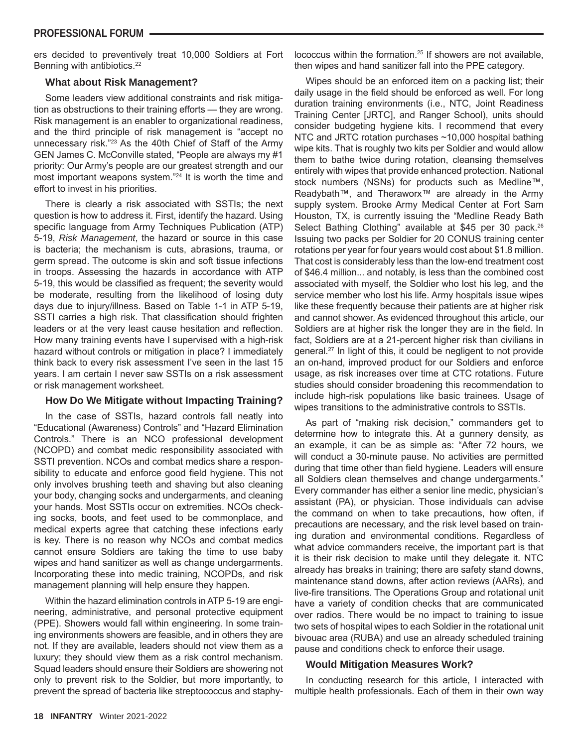ers decided to preventively treat 10,000 Soldiers at Fort Benning with antibiotics.[22]

### What about Risk Management?

Some leaders view additional constraints and risk mitigation as obstructions to their training efforts — they are wrong. Risk management is an enabler to organizational readiness, and the third principle of risk management is "accept no unnecessary risk."[23] As the 40th Chief of Staff of the Army GEN James C. McConville stated, "People are always my #1 priority: Our Army's people are our greatest strength and our most important weapons system."[24] It is worth the time and effort to invest in his priorities.

There is clearly a risk associated with SSTIs; the next question is how to address it. First, identify the hazard. Using specific language from Army Techniques Publication (ATP) 5-19, *Risk Management*, the hazard or source in this case is bacteria; the mechanism is cuts, abrasions, trauma, or germ spread. The outcome is skin and soft tissue infections in troops. Assessing the hazards in accordance with ATP 5-19, this would be classified as frequent; the severity would be moderate, resulting from the likelihood of losing duty days due to injury/illness. Based on Table 1-1 in ATP 5-19, SSTI carries a high risk. That classification should frighten leaders or at the very least cause hesitation and reflection. How many training events have I supervised with a high-risk hazard without controls or mitigation in place? I immediately think back to every risk assessment I've seen in the last 15 years. I am certain I never saw SSTIs on a risk assessment or risk management worksheet.

### How Do We Mitigate without Impacting Training?

In the case of SSTIs, hazard controls fall neatly into "Educational (Awareness) Controls" and "Hazard Elimination Controls." There is an NCO professional development (NCOPD) and combat medic responsibility associated with SSTI prevention. NCOs and combat medics share a responsibility to educate and enforce good field hygiene. This not only involves brushing teeth and shaving but also cleaning your body, changing socks and undergarments, and cleaning your hands. Most SSTIs occur on extremities. NCOs checking socks, boots, and feet used to be commonplace, and medical experts agree that catching these infections early is key. There is no reason why NCOs and combat medics cannot ensure Soldiers are taking the time to use baby wipes and hand sanitizer as well as change undergarments. Incorporating these into medic training, NCOPDs, and risk management planning will help ensure they happen.

Within the hazard elimination controls in ATP 5-19 are engineering, administrative, and personal protective equipment (PPE). Showers would fall within engineering. In some training environments showers are feasible, and in others they are not. If they are available, leaders should not view them as a luxury; they should view them as a risk control mechanism. Squad leaders should ensure their Soldiers are showering not only to prevent risk to the Soldier, but more importantly, to prevent the spread of bacteria like streptococcus and staphylococcus within the formation.[25] If showers are not available, then wipes and hand sanitizer fall into the PPE category.

Wipes should be an enforced item on a packing list; their daily usage in the field should be enforced as well. For long duration training environments (i.e., NTC, Joint Readiness Training Center [JRTC], and Ranger School), units should consider budgeting hygiene kits. I recommend that every NTC and JRTC rotation purchases ~10,000 hospital bathing wipe kits. That is roughly two kits per Soldier and would allow them to bathe twice during rotation, cleansing themselves entirely with wipes that provide enhanced protection. National stock numbers (NSNs) for products such as Medline™, Readybath™, and Theraworx™ are already in the Army supply system. Brooke Army Medical Center at Fort Sam Houston, TX, is currently issuing the "Medline Ready Bath Select Bathing Clothing" available at $45 per 30 pack.[26] Issuing two packs per Soldier for 20 CONUS training center rotations per year for four years would cost about $1.8 million. That cost is considerably less than the low-end treatment cost of $46.4 million... and notably, is less than the combined cost associated with myself, the Soldier who lost his leg, and the service member who lost his life. Army hospitals issue wipes like these frequently because their patients are at higher risk and cannot shower. As evidenced throughout this article, our Soldiers are at higher risk the longer they are in the field. In fact, Soldiers are at a 21-percent higher risk than civilians in general.[27] In light of this, it could be negligent to not provide an on-hand, improved product for our Soldiers and enforce usage, as risk increases over time at CTC rotations. Future studies should consider broadening this recommendation to include high-risk populations like basic trainees. Usage of wipes transitions to the administrative controls to SSTIs.

As part of "making risk decision," commanders get to determine how to integrate this. At a gunnery density, as an example, it can be as simple as: "After 72 hours, we will conduct a 30-minute pause. No activities are permitted during that time other than field hygiene. Leaders will ensure all Soldiers clean themselves and change undergarments." Every commander has either a senior line medic, physician's assistant (PA), or physician. Those individuals can advise the command on when to take precautions, how often, if precautions are necessary, and the risk level based on training duration and environmental conditions. Regardless of what advice commanders receive, the important part is that it is their risk decision to make until they delegate it. NTC already has breaks in training; there are safety stand downs, maintenance stand downs, after action reviews (AARs), and live-fire transitions. The Operations Group and rotational unit have a variety of condition checks that are communicated over radios. There would be no impact to training to issue two sets of hospital wipes to each Soldier in the rotational unit bivouac area (RUBA) and use an already scheduled training pause and conditions check to enforce their usage.

### Would Mitigation Measures Work?

In conducting research for this article, I interacted with multiple health professionals. Each of them in their own way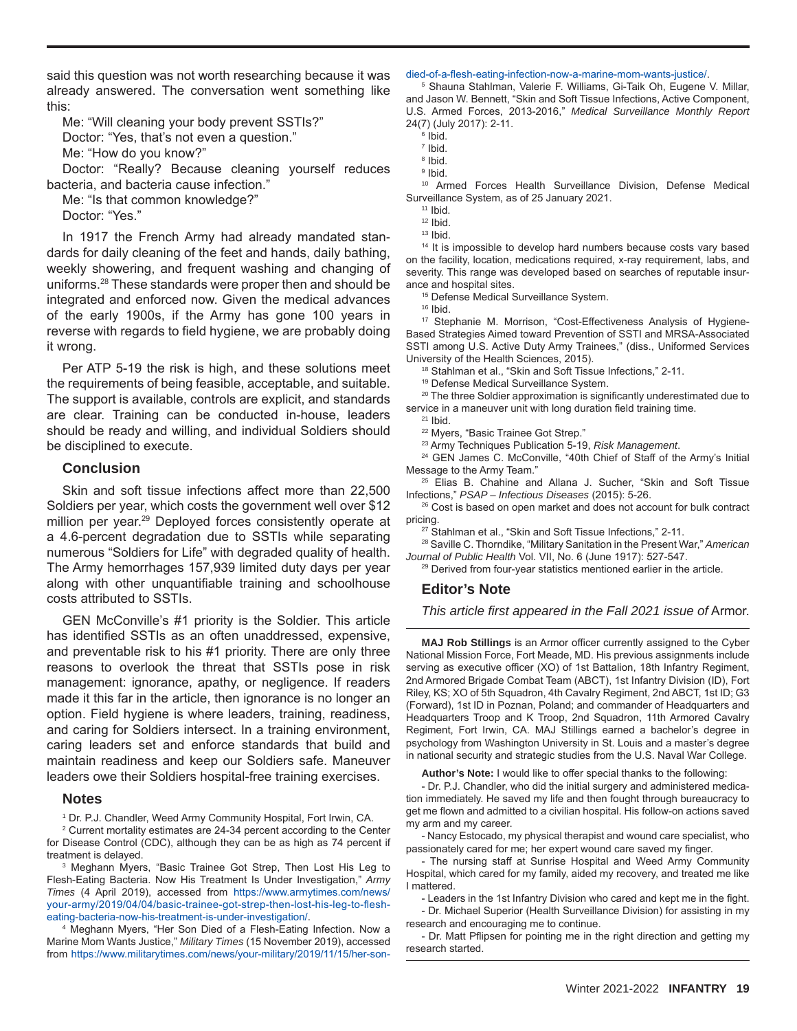said this question was not worth researching because it was already answered. The conversation went something like this:

Me: "Will cleaning your body prevent SSTIs?"

Doctor: "Yes, that's not even a question."

Me: "How do you know?"

Doctor: "Really? Because cleaning yourself reduces bacteria, and bacteria cause infection."

Me: "Is that common knowledge?"

Doctor: "Yes."

In 1917 the French Army had already mandated standards for daily cleaning of the feet and hands, daily bathing, weekly showering, and frequent washing and changing of uniforms.[28] These standards were proper then and should be integrated and enforced now. Given the medical advances of the early 1900s, if the Army has gone 100 years in reverse with regards to field hygiene, we are probably doing it wrong.

Per ATP 5-19 the risk is high, and these solutions meet the requirements of being feasible, acceptable, and suitable. The support is available, controls are explicit, and standards are clear. Training can be conducted in-house, leaders should be ready and willing, and individual Soldiers should be disciplined to execute.

### Conclusion

Skin and soft tissue infections affect more than 22,500 Soldiers per year, which costs the government well over $12 million per year.[29] Deployed forces consistently operate at a 4.6-percent degradation due to SSTIs while separating numerous "Soldiers for Life" with degraded quality of health. The Army hemorrhages 157,939 limited duty days per year along with other unquantifiable training and schoolhouse costs attributed to SSTIs.

GEN McConville's #1 priority is the Soldier. This article has identified SSTIs as an often unaddressed, expensive, and preventable risk to his #1 priority. There are only three reasons to overlook the threat that SSTIs pose in risk management: ignorance, apathy, or negligence. If readers made it this far in the article, then ignorance is no longer an option. Field hygiene is where leaders, training, readiness, and caring for Soldiers intersect. In a training environment, caring leaders set and enforce standards that build and maintain readiness and keep our Soldiers safe. Maneuver leaders owe their Soldiers hospital-free training exercises.

### Notes

1 Dr. P.J. Chandler, Weed Army Community Hospital, Fort Irwin, CA.

2 Current mortality estimates are 24-34 percent according to the Center for Disease Control (CDC), although they can be as high as 74 percent if treatment is delayed.

3 Meghann Myers, "Basic Trainee Got Strep, Then Lost His Leg to Flesh-Eating Bacteria. Now His Treatment Is Under Investigation," *Army Times* (4 April 2019), accessed from https://www.armytimes.com/news/your-army/2019/04/04/basic-trainee-got-strep-then-lost-his-leg-to-flesh-eating-bacteria-now-his-treatment-is-under-investigation/.

4 Meghann Myers, "Her Son Died of a Flesh-Eating Infection. Now a Marine Mom Wants Justice," *Military Times* (15 November 2019), accessed from https://www.militarytimes.com/news/your-military/2019/11/15/her-son-died-of-a-flesh-eating-infection-now-a-marine-mom-wants-justice/.

5 Shauna Stahlman, Valerie F. Williams, Gi-Taik Oh, Eugene V. Millar, and Jason W. Bennett, "Skin and Soft Tissue Infections, Active Component, U.S. Armed Forces, 2013-2016," *Medical Surveillance Monthly Report* 24(7) (July 2017): 2-11.

6 Ibid.

7 Ibid.

8 Ibid.

9 Ibid.

10 Armed Forces Health Surveillance Division, Defense Medical Surveillance System, as of 25 January 2021.

11 Ibid.

12 Ibid.

13 Ibid.

14 It is impossible to develop hard numbers because costs vary based on the facility, location, medications required, x-ray requirement, labs, and severity. This range was developed based on searches of reputable insurance and hospital sites.

15 Defense Medical Surveillance System.

16 Ibid.

17 Stephanie M. Morrison, "Cost-Effectiveness Analysis of Hygiene-Based Strategies Aimed toward Prevention of SSTI and MRSA-Associated SSTI among U.S. Active Duty Army Trainees," (diss., Uniformed Services University of the Health Sciences, 2015).

18 Stahlman et al., "Skin and Soft Tissue Infections," 2-11.

19 Defense Medical Surveillance System.

20 The three Soldier approximation is significantly underestimated due to service in a maneuver unit with long duration field training time.

21 Ibid.

22 Myers, "Basic Trainee Got Strep."

23 Army Techniques Publication 5-19, *Risk Management*.

24 GEN James C. McConville, "40th Chief of Staff of the Army's Initial Message to the Army Team."

25 Elias B. Chahine and Allana J. Sucher, "Skin and Soft Tissue Infections," *PSAP – Infectious Diseases* (2015): 5-26.

26 Cost is based on open market and does not account for bulk contract pricing.

27 Stahlman et al., "Skin and Soft Tissue Infections," 2-11.

28 Saville C. Thorndike, "Military Sanitation in the Present War," *American Journal of Public Health* Vol. VII, No. 6 (June 1917): 527-547.

29 Derived from four-year statistics mentioned earlier in the article.

### Editor's Note

*This article first appeared in the Fall 2021 issue of* Armor.

**MAJ Rob Stillings** is an Armor officer currently assigned to the Cyber National Mission Force, Fort Meade, MD. His previous assignments include serving as executive officer (XO) of 1st Battalion, 18th Infantry Regiment, 2nd Armored Brigade Combat Team (ABCT), 1st Infantry Division (ID), Fort Riley, KS; XO of 5th Squadron, 4th Cavalry Regiment, 2nd ABCT, 1st ID; G3 (Forward), 1st ID in Poznan, Poland; and commander of Headquarters and Headquarters Troop and K Troop, 2nd Squadron, 11th Armored Cavalry Regiment, Fort Irwin, CA. MAJ Stillings earned a bachelor's degree in psychology from Washington University in St. Louis and a master's degree in national security and strategic studies from the U.S. Naval War College.

**Author's Note:** I would like to offer special thanks to the following:

- Dr. P.J. Chandler, who did the initial surgery and administered medication immediately. He saved my life and then fought through bureaucracy to get me flown and admitted to a civilian hospital. His follow-on actions saved my arm and my career.
- Nancy Estocado, my physical therapist and wound care specialist, who passionately cared for me; her expert wound care saved my finger.
- The nursing staff at Sunrise Hospital and Weed Army Community Hospital, which cared for my family, aided my recovery, and treated me like I mattered.
- Leaders in the 1st Infantry Division who cared and kept me in the fight.
- Dr. Michael Superior (Health Surveillance Division) for assisting in my research and encouraging me to continue.
- Dr. Matt Pflipsen for pointing me in the right direction and getting my research started.